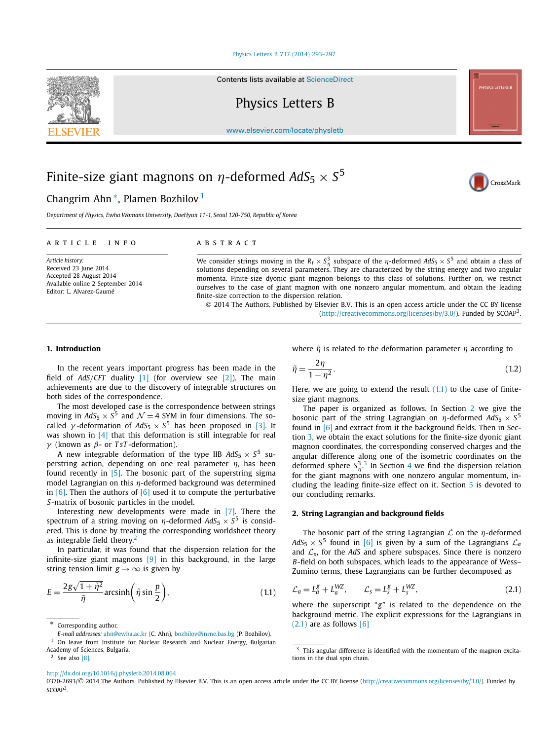# Finite-size giant magnons on $\eta$-deformed $AdS_5 \times S^5$

Changrim Ahn *, Plamen Bozhilov [1]

*Department of Physics, Ewha Womans University, DaeHyun 11-1, Seoul 120-750, Republic of Korea*

**ARTICLE INFO**

*Article history:*
Received 23 June 2014
Accepted 28 August 2014
Available online 2 September 2014
Editor: L. Alvarez-Gaumé

**ABSTRACT**

We consider strings moving in the $R_t \times S^3_\eta$ subspace of the $\eta$-deformed $AdS_5 \times S^5$ and obtain a class of solutions depending on several parameters. They are characterized by the string energy and two angular momenta. Finite-size dyonic giant magnon belongs to this class of solutions. Further on, we restrict ourselves to the case of giant magnon with one nonzero angular momentum, and obtain the leading finite-size correction to the dispersion relation.

© 2014 The Authors. Published by Elsevier B.V. This is an open access article under the CC BY license (http://creativecommons.org/licenses/by/3.0/). Funded by SCOAP[3].

## 1. Introduction

In the recent years important progress has been made in the field of *AdS/CFT* duality [1] (for overview see [2]). The main achievements are due to the discovery of integrable structures on both sides of the correspondence.

The most developed case is the correspondence between strings moving in $AdS_5 \times S^5$ and $\mathcal{N} = 4$ SYM in four dimensions. The so-called $\gamma$-deformation of $AdS_5 \times S^5$ has been proposed in [3]. It was shown in [4] that this deformation is still integrable for real $\gamma$ (known as $\beta$- or $TsT$-deformation).

A new integrable deformation of the type IIB $AdS_5 \times S^5$ superstring action, depending on one real parameter $\eta$, has been found recently in [5]. The bosonic part of the superstring sigma model Lagrangian on this $\eta$-deformed background was determined in [6]. Then the authors of [6] used it to compute the perturbative $S$-matrix of bosonic particles in the model.

Interesting new developments were made in [7]. There the spectrum of a string moving on $\eta$-deformed $AdS_5 \times S^5$ is considered. This is done by treating the corresponding worldsheet theory as integrable field theory.[2]

In particular, it was found that the dispersion relation for the infinite-size giant magnons [9] in this background, in the large string tension limit $g \to \infty$ is given by

$$E = \frac{2g\sqrt{1+\tilde{\eta}^2}}{\tilde{\eta}} \operatorname{arcsinh}\left(\tilde{\eta} \sin\frac{p}{2}\right), \tag{1.1}$$

where $\tilde{\eta}$ is related to the deformation parameter $\eta$ according to

$$\tilde{\eta} = \frac{2\eta}{1-\eta^2}. \tag{1.2}$$

Here, we are going to extend the result (1.1) to the case of finite-size giant magnons.

The paper is organized as follows. In Section 2 we give the bosonic part of the string Lagrangian on $\eta$-deformed $AdS_5 \times S^5$ found in [6] and extract from it the background fields. Then in Section 3, we obtain the exact solutions for the finite-size dyonic giant magnon coordinates, the corresponding conserved charges and the angular difference along one of the isometric coordinates on the deformed sphere $S^3_\eta$.[3] In Section 4 we find the dispersion relation for the giant magnons with one nonzero angular momentum, including the leading finite-size effect on it. Section 5 is devoted to our concluding remarks.

## 2. String Lagrangian and background fields

The bosonic part of the string Lagrangian $\mathcal{L}$ on the $\eta$-deformed $AdS_5 \times S^5$ found in [6] is given by a sum of the Lagrangians $\mathcal{L}_a$ and $\mathcal{L}_s$, for the *AdS* and sphere subspaces. Since there is nonzero $B$-field on both subspaces, which leads to the appearance of Wess–Zumino terms, these Lagrangians can be further decomposed as

$$\mathcal{L}_a = L_a^g + L_a^{WZ}, \qquad \mathcal{L}_s = L_s^g + L_s^{WZ}, \tag{2.1}$$

where the superscript "g" is related to the dependence on the background metric. The explicit expressions for the Lagrangians in (2.1) are as follows [6]

---

\* Corresponding author.
*E-mail addresses:* ahn@ewha.ac.kr (C. Ahn), bozhilov@inrne.bas.bg (P. Bozhilov).

[1] On leave from Institute for Nuclear Research and Nuclear Energy, Bulgarian Academy of Sciences, Bulgaria.

[2] See also [8].

[3] This angular difference is identified with the momentum of the magnon excitations in the dual spin chain.

http://dx.doi.org/10.1016/j.physletb.2014.08.064
0370-2693/© 2014 The Authors. Published by Elsevier B.V. This is an open access article under the CC BY license (http://creativecommons.org/licenses/by/3.0/). Funded by SCOAP[3].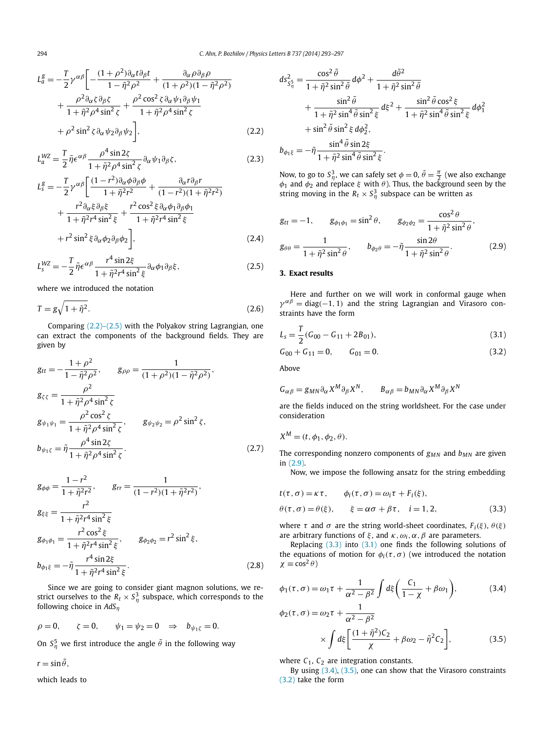$$L_a^g = -\frac{T}{2}\gamma^{\alpha\beta}\bigg[-\frac{(1+\rho^2)\partial_\alpha t\partial_\beta t}{1-\tilde{\eta}^2\rho^2} + \frac{\partial_\alpha\rho\partial_\beta\rho}{(1+\rho^2)(1-\tilde{\eta}^2\rho^2)} + \frac{\rho^2\partial_\alpha\zeta\partial_\beta\zeta}{1+\tilde{\eta}^2\rho^4\sin^2\zeta} + \frac{\rho^2\cos^2\zeta\,\partial_\alpha\psi_1\partial_\beta\psi_1}{1+\tilde{\eta}^2\rho^4\sin^2\zeta} + \rho^2\sin^2\zeta\,\partial_\alpha\psi_2\partial_\beta\psi_2\bigg], \tag{2.2}$$

$$L_a^{WZ} = \frac{T}{2}\tilde{\eta}\epsilon^{\alpha\beta}\frac{\rho^4\sin 2\zeta}{1+\tilde{\eta}^2\rho^4\sin^2\zeta}\partial_\alpha\psi_1\partial_\beta\zeta, \tag{2.3}$$

$$L_s^g = -\frac{T}{2}\gamma^{\alpha\beta}\bigg[\frac{(1-r^2)\partial_\alpha\phi\partial_\beta\phi}{1+\tilde{\eta}^2r^2} + \frac{\partial_\alpha r\partial_\beta r}{(1-r^2)(1+\tilde{\eta}^2r^2)} + \frac{r^2\partial_\alpha\xi\partial_\beta\xi}{1+\tilde{\eta}^2r^4\sin^2\xi} + \frac{r^2\cos^2\xi\,\partial_\alpha\phi_1\partial_\beta\phi_1}{1+\tilde{\eta}^2r^4\sin^2\xi} + r^2\sin^2\xi\,\partial_\alpha\phi_2\partial_\beta\phi_2\bigg], \tag{2.4}$$

$$L_s^{WZ} = -\frac{T}{2}\tilde{\eta}\epsilon^{\alpha\beta}\frac{r^4\sin 2\xi}{1+\tilde{\eta}^2r^4\sin^2\xi}\partial_\alpha\phi_1\partial_\beta\xi, \tag{2.5}$$

where we introduced the notation

$$T = g\sqrt{1+\tilde{\eta}^2}. \tag{2.6}$$

Comparing (2.2)–(2.5) with the Polyakov string Lagrangian, one can extract the components of the background fields. They are given by

$$g_{tt} = -\frac{1+\rho^2}{1-\tilde{\eta}^2\rho^2}, \qquad g_{\rho\rho} = \frac{1}{(1+\rho^2)(1-\tilde{\eta}^2\rho^2)},$$
$$g_{\zeta\zeta} = \frac{\rho^2}{1+\tilde{\eta}^2\rho^4\sin^2\zeta}$$
$$g_{\psi_1\psi_1} = \frac{\rho^2\cos^2\zeta}{1+\tilde{\eta}^2\rho^4\sin^2\zeta}, \qquad g_{\psi_2\psi_2} = \rho^2\sin^2\zeta,$$
$$b_{\psi_1\zeta} = \tilde{\eta}\frac{\rho^4\sin 2\zeta}{1+\tilde{\eta}^2\rho^4\sin^2\zeta}. \tag{2.7}$$

$$g_{\phi\phi} = \frac{1-r^2}{1+\tilde{\eta}^2r^2}, \qquad g_{rr} = \frac{1}{(1-r^2)(1+\tilde{\eta}^2r^2)},$$
$$g_{\xi\xi} = \frac{r^2}{1+\tilde{\eta}^2r^4\sin^2\xi}$$
$$g_{\phi_1\phi_1} = \frac{r^2\cos^2\xi}{1+\tilde{\eta}^2r^4\sin^2\xi}, \qquad g_{\phi_2\phi_2} = r^2\sin^2\xi,$$
$$b_{\phi_1\xi} = -\tilde{\eta}\frac{r^4\sin 2\xi}{1+\tilde{\eta}^2r^4\sin^2\xi}. \tag{2.8}$$

Since we are going to consider giant magnon solutions, we restrict ourselves to the $R_t \times S^3_\eta$ subspace, which corresponds to the following choice in $AdS_\eta$

$$\rho = 0, \qquad \zeta = 0, \qquad \psi_1 = \psi_2 = 0 \quad \Rightarrow \quad b_{\psi_1\zeta} = 0.$$

On $S^5_\eta$ we first introduce the angle $\tilde{\theta}$ in the following way

$$r = \sin\tilde{\theta},$$

which leads to

$$ds^2_{S^5_\eta} = \frac{\cos^2\tilde{\theta}}{1+\tilde{\eta}^2\sin^2\tilde{\theta}}d\phi^2 + \frac{d\tilde{\theta}^2}{1+\tilde{\eta}^2\sin^2\tilde{\theta}} + \frac{\sin^2\tilde{\theta}}{1+\tilde{\eta}^2\sin^4\tilde{\theta}\sin^2\xi}d\xi^2 + \frac{\sin^2\tilde{\theta}\cos^2\xi}{1+\tilde{\eta}^2\sin^4\tilde{\theta}\sin^2\xi}d\phi_1^2 + \sin^2\tilde{\theta}\sin^2\xi\, d\phi_2^2,$$
$$b_{\phi_1\xi} = -\tilde{\eta}\frac{\sin^4\tilde{\theta}\sin 2\xi}{1+\tilde{\eta}^2\sin^4\tilde{\theta}\sin^2\xi}.$$

Now, to go to $S^3_\eta$, we can safely set $\phi = 0$, $\tilde{\theta} = \frac{\pi}{2}$ (we also exchange $\phi_1$ and $\phi_2$ and replace $\xi$ with $\theta$). Thus, the background seen by the string moving in the $R_t \times S^3_\eta$ subspace can be written as

$$g_{tt} = -1, \qquad g_{\phi_1\phi_1} = \sin^2\theta, \qquad g_{\phi_2\phi_2} = \frac{\cos^2\theta}{1+\tilde{\eta}^2\sin^2\theta},$$
$$g_{\theta\theta} = \frac{1}{1+\tilde{\eta}^2\sin^2\theta}, \qquad b_{\phi_2\theta} = -\tilde{\eta}\frac{\sin 2\theta}{1+\tilde{\eta}^2\sin^2\theta}. \tag{2.9}$$

## 3. Exact results

Here and further on we will work in conformal gauge when $\gamma^{\alpha\beta} = \text{diag}(-1, 1)$ and the string Lagrangian and Virasoro constraints have the form

$$L_s = \frac{T}{2}(G_{00} - G_{11} + 2B_{01}), \tag{3.1}$$

$$G_{00} + G_{11} = 0, \qquad G_{01} = 0. \tag{3.2}$$

Above

$$G_{\alpha\beta} = g_{MN}\partial_\alpha X^M\partial_\beta X^N, \qquad B_{\alpha\beta} = b_{MN}\partial_\alpha X^M\partial_\beta X^N$$

are the fields induced on the string worldsheet. For the case under consideration

$$X^M = (t, \phi_1, \phi_2, \theta).$$

The corresponding nonzero components of $g_{MN}$ and $b_{MN}$ are given in (2.9).

Now, we impose the following ansatz for the string embedding

$$t(\tau,\sigma) = \kappa\tau, \qquad \phi_i(\tau,\sigma) = \omega_i\tau + F_i(\xi),$$
$$\theta(\tau,\sigma) = \theta(\xi), \qquad \xi = \alpha\sigma + \beta\tau, \quad i = 1, 2, \tag{3.3}$$

where $\tau$ and $\sigma$ are the string world-sheet coordinates, $F_i(\xi)$, $\theta(\xi)$ are arbitrary functions of $\xi$, and $\kappa, \omega_i, \alpha, \beta$ are parameters.

Replacing (3.3) into (3.1) one finds the following solutions of the equations of motion for $\phi_i(\tau,\sigma)$ (we introduced the notation $\chi \equiv \cos^2\theta$)

$$\phi_1(\tau,\sigma) = \omega_1\tau + \frac{1}{\alpha^2-\beta^2}\int d\xi\left(\frac{C_1}{1-\chi} + \beta\omega_1\right), \tag{3.4}$$

$$\phi_2(\tau,\sigma) = \omega_2\tau + \frac{1}{\alpha^2-\beta^2}\times\int d\xi\left[\frac{(1+\tilde{\eta}^2)C_2}{\chi} + \beta\omega_2 - \tilde{\eta}^2 C_2\right], \tag{3.5}$$

where $C_1$, $C_2$ are integration constants.

By using (3.4), (3.5), one can show that the Virasoro constraints (3.2) take the form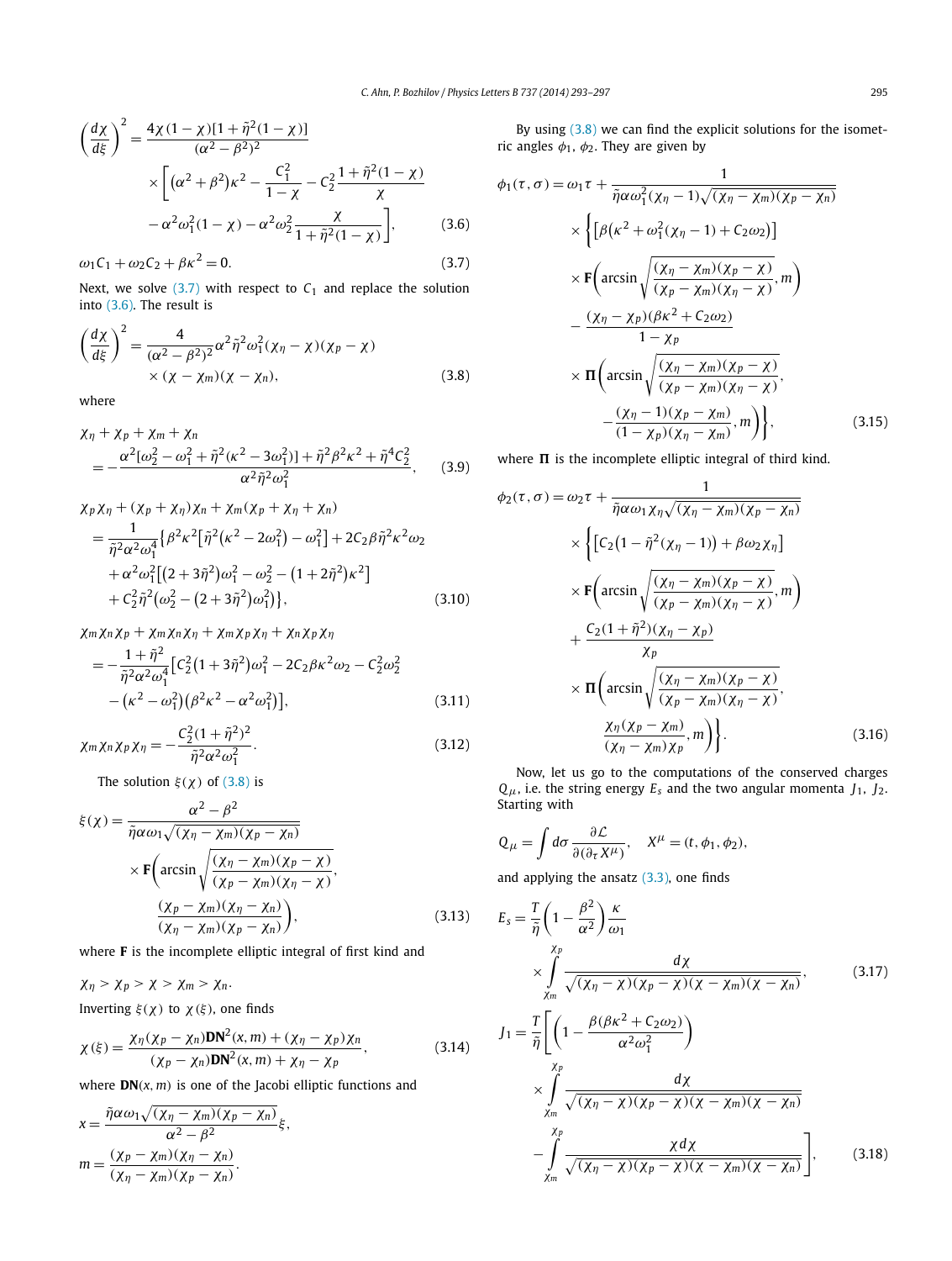$$\left(\frac{d\chi}{d\xi}\right)^2 = \frac{4\chi(1-\chi)[1+\tilde{\eta}^2(1-\chi)]}{(\alpha^2-\beta^2)^2} \times \left[(\alpha^2+\beta^2)\kappa^2 - \frac{C_1^2}{1-\chi} - C_2^2\frac{1+\tilde{\eta}^2(1-\chi)}{\chi} - \alpha^2\omega_1^2(1-\chi) - \alpha^2\omega_2^2\frac{\chi}{1+\tilde{\eta}^2(1-\chi)}\right], \tag{3.6}$$

$$\omega_1 C_1 + \omega_2 C_2 + \beta\kappa^2 = 0. \tag{3.7}$$

Next, we solve (3.7) with respect to $C_1$ and replace the solution into (3.6). The result is

$$\left(\frac{d\chi}{d\xi}\right)^2 = \frac{4}{(\alpha^2-\beta^2)^2}\alpha^2\tilde{\eta}^2\omega_1^2(\chi_\eta-\chi)(\chi_p-\chi) \times (\chi-\chi_m)(\chi-\chi_n), \tag{3.8}$$

where

$$\chi_\eta+\chi_p+\chi_m+\chi_n = -\frac{\alpha^2[\omega_2^2-\omega_1^2+\tilde{\eta}^2(\kappa^2-3\omega_1^2)]+\tilde{\eta}^2\beta^2\kappa^2+\tilde{\eta}^4C_2^2}{\alpha^2\tilde{\eta}^2\omega_1^2}, \tag{3.9}$$

$$\begin{aligned}
&\chi_p\chi_\eta+(\chi_p+\chi_\eta)\chi_n+\chi_m(\chi_p+\chi_\eta+\chi_n) \\
&= \frac{1}{\tilde{\eta}^2\alpha^2\omega_1^4}\big\{\beta^2\kappa^2\big[\tilde{\eta}^2\big(\kappa^2-2\omega_1^2\big)-\omega_1^2\big]+2C_2\beta\tilde{\eta}^2\kappa^2\omega_2 \\
&\quad +\alpha^2\omega_1^2\big[\big(2+3\tilde{\eta}^2\big)\omega_1^2-\omega_2^2-\big(1+2\tilde{\eta}^2\big)\kappa^2\big] \\
&\quad +C_2^2\tilde{\eta}^2\big(\omega_2^2-\big(2+3\tilde{\eta}^2\big)\omega_1^2\big)\big\},
\end{aligned} \tag{3.10}$$

$$\begin{aligned}
&\chi_m\chi_n\chi_p+\chi_m\chi_n\chi_\eta+\chi_m\chi_p\chi_\eta+\chi_n\chi_p\chi_\eta \\
&= -\frac{1+\tilde{\eta}^2}{\tilde{\eta}^2\alpha^2\omega_1^4}\big[C_2^2\big(1+3\tilde{\eta}^2\big)\omega_1^2-2C_2\beta\kappa^2\omega_2-C_2^2\omega_2^2 \\
&\quad -\big(\kappa^2-\omega_1^2\big)\big(\beta^2\kappa^2-\alpha^2\omega_1^2\big)\big],
\end{aligned} \tag{3.11}$$

$$\chi_m\chi_n\chi_p\chi_\eta = -\frac{C_2^2(1+\tilde{\eta}^2)^2}{\tilde{\eta}^2\alpha^2\omega_1^2}. \tag{3.12}$$

The solution $\xi(\chi)$ of (3.8) is

$$\xi(\chi) = \frac{\alpha^2-\beta^2}{\tilde{\eta}\alpha\omega_1\sqrt{(\chi_\eta-\chi_m)(\chi_p-\chi_n)}} \times \mathbf{F}\left(\arcsin\sqrt{\frac{(\chi_\eta-\chi_m)(\chi_p-\chi)}{(\chi_p-\chi_m)(\chi_\eta-\chi)}}, \frac{(\chi_p-\chi_m)(\chi_\eta-\chi_n)}{(\chi_\eta-\chi_m)(\chi_p-\chi_n)}\right), \tag{3.13}$$

where $\mathbf{F}$ is the incomplete elliptic integral of first kind and

$\chi_\eta > \chi_p > \chi > \chi_m > \chi_n$.

Inverting $\xi(\chi)$ to $\chi(\xi)$, one finds

$$\chi(\xi) = \frac{\chi_\eta(\chi_p-\chi_n)\mathbf{DN}^2(x,m)+(\chi_\eta-\chi_p)\chi_n}{(\chi_p-\chi_n)\mathbf{DN}^2(x,m)+\chi_\eta-\chi_p}, \tag{3.14}$$

where $\mathbf{DN}(x,m)$ is one of the Jacobi elliptic functions and

$$x = \frac{\tilde{\eta}\alpha\omega_1\sqrt{(\chi_\eta-\chi_m)(\chi_p-\chi_n)}}{\alpha^2-\beta^2}\xi,$$

$$m = \frac{(\chi_p-\chi_m)(\chi_\eta-\chi_n)}{(\chi_\eta-\chi_m)(\chi_p-\chi_n)}.$$

By using (3.8) we can find the explicit solutions for the isometric angles $\phi_1$, $\phi_2$. They are given by

$$\begin{aligned}
\phi_1(\tau,\sigma) &= \omega_1\tau + \frac{1}{\tilde{\eta}\alpha\omega_1^2(\chi_\eta-1)\sqrt{(\chi_\eta-\chi_m)(\chi_p-\chi_n)}} \\
&\times \Bigg\{\big[\beta\big(\kappa^2+\omega_1^2(\chi_\eta-1)+C_2\omega_2\big)\big] \\
&\times \mathbf{F}\left(\arcsin\sqrt{\frac{(\chi_\eta-\chi_m)(\chi_p-\chi)}{(\chi_p-\chi_m)(\chi_\eta-\chi)}}, m\right) \\
&- \frac{(\chi_\eta-\chi_p)(\beta\kappa^2+C_2\omega_2)}{1-\chi_p} \\
&\times \mathbf{\Pi}\left(\arcsin\sqrt{\frac{(\chi_\eta-\chi_m)(\chi_p-\chi)}{(\chi_p-\chi_m)(\chi_\eta-\chi)}}, -\frac{(\chi_\eta-1)(\chi_p-\chi_m)}{(1-\chi_p)(\chi_\eta-\chi_m)}, m\right)\Bigg\},
\end{aligned} \tag{3.15}$$

where $\mathbf{\Pi}$ is the incomplete elliptic integral of third kind.

$$\begin{aligned}
\phi_2(\tau,\sigma) &= \omega_2\tau + \frac{1}{\tilde{\eta}\alpha\omega_1\chi_\eta\sqrt{(\chi_\eta-\chi_m)(\chi_p-\chi_n)}} \\
&\times \Bigg\{\big[C_2\big(1-\tilde{\eta}^2(\chi_\eta-1)\big)+\beta\omega_2\chi_\eta\big] \\
&\times \mathbf{F}\left(\arcsin\sqrt{\frac{(\chi_\eta-\chi_m)(\chi_p-\chi)}{(\chi_p-\chi_m)(\chi_\eta-\chi)}}, m\right) \\
&+ \frac{C_2(1+\tilde{\eta}^2)(\chi_\eta-\chi_p)}{\chi_p} \\
&\times \mathbf{\Pi}\left(\arcsin\sqrt{\frac{(\chi_\eta-\chi_m)(\chi_p-\chi)}{(\chi_p-\chi_m)(\chi_\eta-\chi)}}, \frac{\chi_\eta(\chi_p-\chi_m)}{(\chi_\eta-\chi_m)\chi_p}, m\right)\Bigg\}.
\end{aligned} \tag{3.16}$$

Now, let us go to the computations of the conserved charges $Q_\mu$, i.e. the string energy $E_s$ and the two angular momenta $J_1$, $J_2$. Starting with

$$Q_\mu = \int d\sigma \frac{\partial\mathcal{L}}{\partial(\partial_\tau X^\mu)}, \quad X^\mu = (t, \phi_1, \phi_2),$$

and applying the ansatz (3.3), one finds

$$E_s = \frac{T}{\tilde{\eta}}\left(1-\frac{\beta^2}{\alpha^2}\right)\frac{\kappa}{\omega_1} \times \int_{\chi_m}^{\chi_p} \frac{d\chi}{\sqrt{(\chi_\eta-\chi)(\chi_p-\chi)(\chi-\chi_m)(\chi-\chi_n)}}, \tag{3.17}$$

$$J_1 = \frac{T}{\tilde{\eta}}\left[\left(1-\frac{\beta(\beta\kappa^2+C_2\omega_2)}{\alpha^2\omega_1^2}\right) \times \int_{\chi_m}^{\chi_p} \frac{d\chi}{\sqrt{(\chi_\eta-\chi)(\chi_p-\chi)(\chi-\chi_m)(\chi-\chi_n)}} - \int_{\chi_m}^{\chi_p} \frac{\chi\, d\chi}{\sqrt{(\chi_\eta-\chi)(\chi_p-\chi)(\chi-\chi_m)(\chi-\chi_n)}}\right], \tag{3.18}$$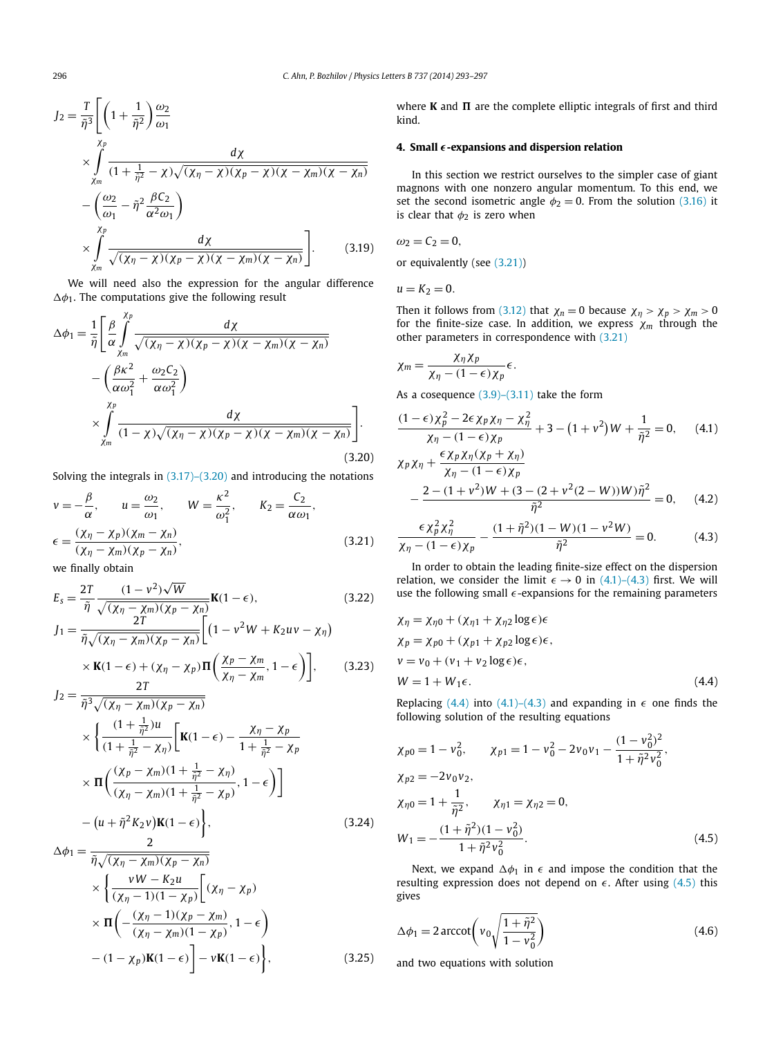$$
J_2 = \frac{T}{\tilde{\eta}^3}\Bigg[\left(1+\frac{1}{\tilde{\eta}^2}\right)\frac{\omega_2}{\omega_1} \times \int_{\chi_m}^{\chi_p} \frac{d\chi}{(1+\frac{1}{\tilde{\eta}^2}-\chi)\sqrt{(\chi_\eta-\chi)(\chi_p-\chi)(\chi-\chi_m)(\chi-\chi_n)}} - \left(\frac{\omega_2}{\omega_1} - \tilde{\eta}^2\frac{\beta C_2}{\alpha^2\omega_1}\right) \times \int_{\chi_m}^{\chi_p} \frac{d\chi}{\sqrt{(\chi_\eta-\chi)(\chi_p-\chi)(\chi-\chi_m)(\chi-\chi_n)}}\Bigg]. \tag{3.19}
$$

We will need also the expression for the angular difference $\Delta\phi_1$. The computations give the following result

$$
\Delta\phi_1 = \frac{1}{\tilde{\eta}}\Bigg[\frac{\beta}{\alpha}\int_{\chi_m}^{\chi_p} \frac{d\chi}{\sqrt{(\chi_\eta-\chi)(\chi_p-\chi)(\chi-\chi_m)(\chi-\chi_n)}} - \left(\frac{\beta\kappa^2}{\alpha\omega_1^2}+\frac{\omega_2 C_2}{\alpha\omega_1^2}\right) \times \int_{\chi_m}^{\chi_p} \frac{d\chi}{(1-\chi)\sqrt{(\chi_\eta-\chi)(\chi_p-\chi)(\chi-\chi_m)(\chi-\chi_n)}}\Bigg]. \tag{3.20}
$$

Solving the integrals in (3.17)–(3.20) and introducing the notations

$$
v = -\frac{\beta}{\alpha}, \qquad u = \frac{\omega_2}{\omega_1}, \qquad W = \frac{\kappa^2}{\omega_1^2}, \qquad K_2 = \frac{C_2}{\alpha\omega_1},
$$
$$
\epsilon = \frac{(\chi_\eta-\chi_p)(\chi_m-\chi_n)}{(\chi_\eta-\chi_m)(\chi_p-\chi_n)}, \tag{3.21}
$$

we finally obtain

$$
E_s = \frac{2T}{\tilde{\eta}}\frac{(1-v^2)\sqrt{W}}{\sqrt{(\chi_\eta-\chi_m)(\chi_p-\chi_n)}}\mathbf{K}(1-\epsilon), \tag{3.22}
$$

$$
J_1 = \frac{2T}{\tilde{\eta}\sqrt{(\chi_\eta-\chi_m)(\chi_p-\chi_n)}}\Big[\left(1-v^2W+K_2uv-\chi_\eta\right) \times \mathbf{K}(1-\epsilon) + (\chi_\eta-\chi_p)\mathbf{\Pi}\left(\frac{\chi_p-\chi_m}{\chi_\eta-\chi_m}, 1-\epsilon\right)\Big], \tag{3.23}
$$

$$
J_2 = \frac{2T}{\tilde{\eta}^3\sqrt{(\chi_\eta-\chi_m)(\chi_p-\chi_n)}} \times \Bigg\{\frac{(1+\frac{1}{\tilde{\eta}^2})u}{(1+\frac{1}{\tilde{\eta}^2}-\chi_\eta)}\Bigg[\mathbf{K}(1-\epsilon) - \frac{\chi_\eta-\chi_p}{1+\frac{1}{\tilde{\eta}^2}-\chi_p} \times \mathbf{\Pi}\left(\frac{(\chi_p-\chi_m)(1+\frac{1}{\tilde{\eta}^2}-\chi_\eta)}{(\chi_\eta-\chi_m)(1+\frac{1}{\tilde{\eta}^2}-\chi_p)}, 1-\epsilon\right)\Bigg] - \left(u+\tilde{\eta}^2K_2v\right)\mathbf{K}(1-\epsilon)\Bigg\}, \tag{3.24}
$$

$$
\Delta\phi_1 = \frac{2}{\tilde{\eta}\sqrt{(\chi_\eta-\chi_m)(\chi_p-\chi_n)}} \times \Bigg\{\frac{vW-K_2u}{(\chi_\eta-1)(1-\chi_p)}\Bigg[(\chi_\eta-\chi_p) \times \mathbf{\Pi}\left(-\frac{(\chi_\eta-1)(\chi_p-\chi_m)}{(\chi_\eta-\chi_m)(1-\chi_p)}, 1-\epsilon\right) - (1-\chi_p)\mathbf{K}(1-\epsilon)\Bigg] - v\mathbf{K}(1-\epsilon)\Bigg\}, \tag{3.25}
$$

where $\mathbf{K}$ and $\mathbf{\Pi}$ are the complete elliptic integrals of first and third kind.

## 4. Small $\epsilon$-expansions and dispersion relation

In this section we restrict ourselves to the simpler case of giant magnons with one nonzero angular momentum. To this end, we set the second isometric angle $\phi_2 = 0$. From the solution (3.16) it is clear that $\phi_2$ is zero when

$$
\omega_2 = C_2 = 0,
$$

or equivalently (see (3.21))

$$
u = K_2 = 0.
$$

Then it follows from (3.12) that $\chi_n = 0$ because $\chi_\eta > \chi_p > \chi_m > 0$ for the finite-size case. In addition, we express $\chi_m$ through the other parameters in correspondence with (3.21)

$$
\chi_m = \frac{\chi_\eta\chi_p}{\chi_\eta-(1-\epsilon)\chi_p}\epsilon.
$$

As a cosequence (3.9)–(3.11) take the form

$$
\frac{(1-\epsilon)\chi_p^2 - 2\epsilon\chi_p\chi_\eta - \chi_\eta^2}{\chi_\eta-(1-\epsilon)\chi_p} + 3 - \left(1+v^2\right)W + \frac{1}{\tilde{\eta}^2} = 0, \tag{4.1}
$$

$$
\chi_p\chi_\eta + \frac{\epsilon\chi_p\chi_\eta(\chi_p+\chi_\eta)}{\chi_\eta-(1-\epsilon)\chi_p} - \frac{2-(1+v^2)W+(3-(2+v^2(2-W))W)\tilde{\eta}^2}{\tilde{\eta}^2} = 0, \tag{4.2}
$$

$$
\frac{\epsilon\chi_p^2\chi_\eta^2}{\chi_\eta-(1-\epsilon)\chi_p} - \frac{(1+\tilde{\eta}^2)(1-W)(1-v^2W)}{\tilde{\eta}^2} = 0. \tag{4.3}
$$

In order to obtain the leading finite-size effect on the dispersion relation, we consider the limit $\epsilon \to 0$ in (4.1)–(4.3) first. We will use the following small $\epsilon$-expansions for the remaining parameters

$$
\chi_\eta = \chi_{\eta 0} + (\chi_{\eta 1} + \chi_{\eta 2}\log\epsilon)\epsilon
$$
$$
\chi_p = \chi_{p0} + (\chi_{p1} + \chi_{p2}\log\epsilon)\epsilon,
$$
$$
v = v_0 + (v_1 + v_2\log\epsilon)\epsilon,
$$
$$
W = 1 + W_1\epsilon. \tag{4.4}
$$

Replacing (4.4) into (4.1)–(4.3) and expanding in $\epsilon$ one finds the following solution of the resulting equations

$$
\chi_{p0} = 1 - v_0^2, \qquad \chi_{p1} = 1 - v_0^2 - 2v_0v_1 - \frac{(1-v_0^2)^2}{1+\tilde{\eta}^2v_0^2},
$$
$$
\chi_{p2} = -2v_0v_2,
$$
$$
\chi_{\eta 0} = 1 + \frac{1}{\tilde{\eta}^2}, \qquad \chi_{\eta 1} = \chi_{\eta 2} = 0,
$$
$$
W_1 = -\frac{(1+\tilde{\eta}^2)(1-v_0^2)}{1+\tilde{\eta}^2v_0^2}. \tag{4.5}
$$

Next, we expand $\Delta\phi_1$ in $\epsilon$ and impose the condition that the resulting expression does not depend on $\epsilon$. After using (4.5) this gives

$$
\Delta\phi_1 = 2\,\mathrm{arccot}\left(v_0\sqrt{\frac{1+\tilde{\eta}^2}{1-v_0^2}}\right) \tag{4.6}
$$

and two equations with solution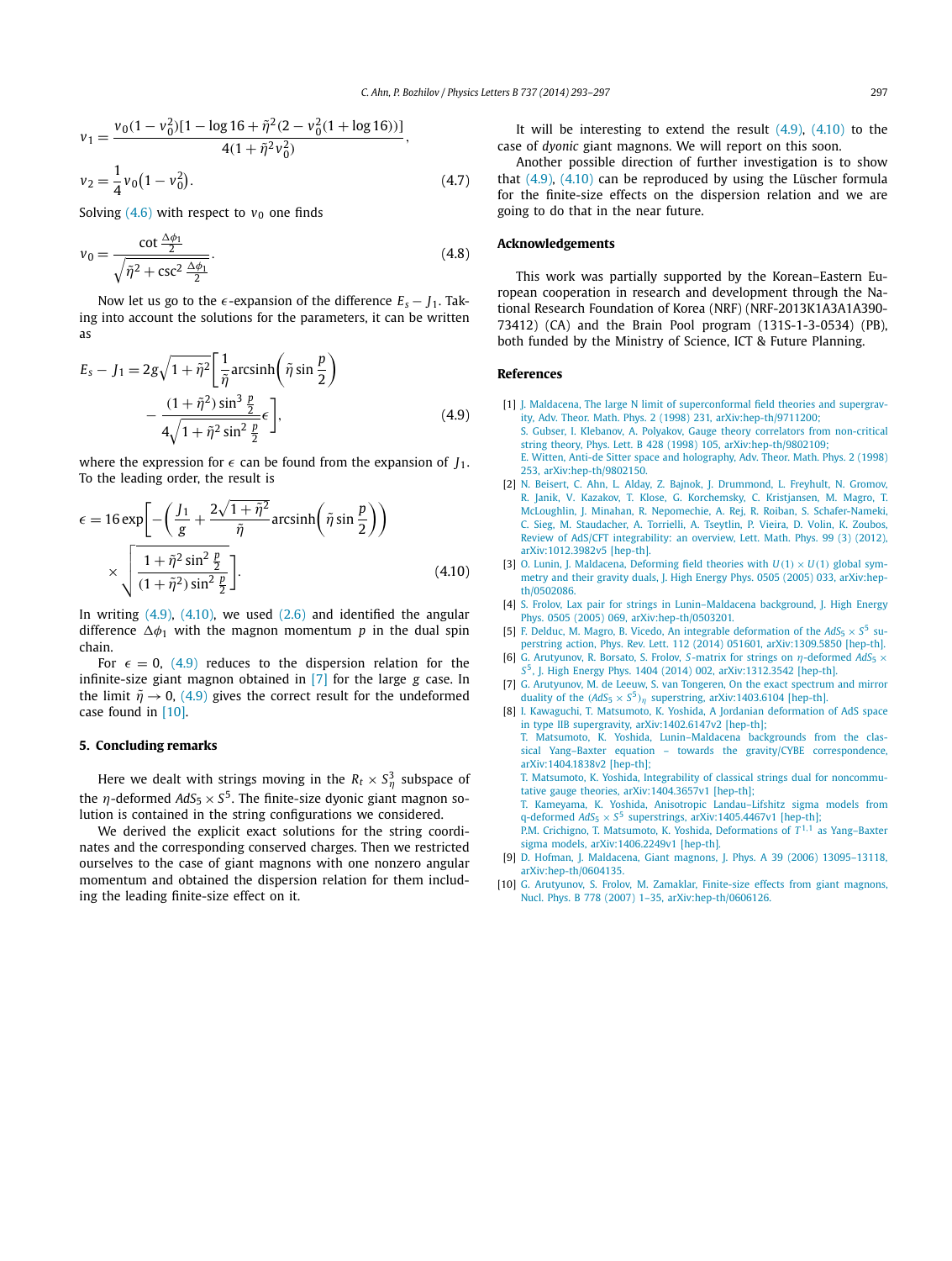$$v_1 = \frac{v_0(1-v_0^2)[1-\log 16+\tilde{\eta}^2(2-v_0^2(1+\log 16))]}{4(1+\tilde{\eta}^2 v_0^2)},$$

$$v_2 = \frac{1}{4}v_0(1-v_0^2). \tag{4.7}$$

Solving (4.6) with respect to $v_0$ one finds

$$v_0 = \frac{\cot\frac{\Delta\phi_1}{2}}{\sqrt{\tilde{\eta}^2+\csc^2\frac{\Delta\phi_1}{2}}}. \tag{4.8}$$

Now let us go to the $\epsilon$-expansion of the difference $E_s - J_1$. Taking into account the solutions for the parameters, it can be written as

$$E_s - J_1 = 2g\sqrt{1+\tilde{\eta}^2}\left[\frac{1}{\tilde{\eta}}\operatorname{arcsinh}\left(\tilde{\eta}\sin\frac{p}{2}\right) - \frac{(1+\tilde{\eta}^2)\sin^3\frac{p}{2}}{4\sqrt{1+\tilde{\eta}^2\sin^2\frac{p}{2}}}\epsilon\right], \tag{4.9}$$

where the expression for $\epsilon$ can be found from the expansion of $J_1$. To the leading order, the result is

$$\epsilon = 16\exp\left[-\left(\frac{J_1}{g}+\frac{2\sqrt{1+\tilde{\eta}^2}}{\tilde{\eta}}\operatorname{arcsinh}\left(\tilde{\eta}\sin\frac{p}{2}\right)\right)\right. \times \left.\sqrt{\frac{1+\tilde{\eta}^2\sin^2\frac{p}{2}}{(1+\tilde{\eta}^2)\sin^2\frac{p}{2}}}\right]. \tag{4.10}$$

In writing (4.9), (4.10), we used (2.6) and identified the angular difference $\Delta\phi_1$ with the magnon momentum $p$ in the dual spin chain.

For $\epsilon = 0$, (4.9) reduces to the dispersion relation for the infinite-size giant magnon obtained in [7] for the large $g$ case. In the limit $\tilde{\eta} \to 0$, (4.9) gives the correct result for the undeformed case found in [10].

## 5. Concluding remarks

Here we dealt with strings moving in the $R_t \times S^3_\eta$ subspace of the $\eta$-deformed $AdS_5 \times S^5$. The finite-size dyonic giant magnon solution is contained in the string configurations we considered.

We derived the explicit exact solutions for the string coordinates and the corresponding conserved charges. Then we restricted ourselves to the case of giant magnons with one nonzero angular momentum and obtained the dispersion relation for them including the leading finite-size effect on it.

It will be interesting to extend the result (4.9), (4.10) to the case of *dyonic* giant magnons. We will report on this soon.

Another possible direction of further investigation is to show that (4.9), (4.10) can be reproduced by using the Lüscher formula for the finite-size effects on the dispersion relation and we are going to do that in the near future.

## Acknowledgements

This work was partially supported by the Korean–Eastern European cooperation in research and development through the National Research Foundation of Korea (NRF) (NRF-2013K1A3A1A390-73412) (CA) and the Brain Pool program (131S-1-3-0534) (PB), both funded by the Ministry of Science, ICT & Future Planning.

## References

[1] J. Maldacena, The large N limit of superconformal field theories and supergravity, Adv. Theor. Math. Phys. 2 (1998) 231, arXiv:hep-th/9711200;
S. Gubser, I. Klebanov, A. Polyakov, Gauge theory correlators from non-critical string theory, Phys. Lett. B 428 (1998) 105, arXiv:hep-th/9802109;
E. Witten, Anti-de Sitter space and holography, Adv. Theor. Math. Phys. 2 (1998) 253, arXiv:hep-th/9802150.

[2] N. Beisert, C. Ahn, L. Alday, Z. Bajnok, J. Drummond, L. Freyhult, N. Gromov, R. Janik, V. Kazakov, T. Klose, G. Korchemsky, C. Kristjansen, M. Magro, T. McLoughlin, J. Minahan, R. Nepomechie, A. Rej, R. Roiban, S. Schafer-Nameki, C. Sieg, M. Staudacher, A. Torrielli, A. Tseytlin, P. Vieira, D. Volin, K. Zoubos, Review of AdS/CFT integrability: an overview, Lett. Math. Phys. 99 (3) (2012), arXiv:1012.3982v5 [hep-th].

[3] O. Lunin, J. Maldacena, Deforming field theories with $U(1) \times U(1)$ global symmetry and their gravity duals, J. High Energy Phys. 0505 (2005) 033, arXiv:hep-th/0502086.

[4] S. Frolov, Lax pair for strings in Lunin–Maldacena background, J. High Energy Phys. 0505 (2005) 069, arXiv:hep-th/0503201.

[5] F. Delduc, M. Magro, B. Vicedo, An integrable deformation of the $AdS_5 \times S^5$ superstring action, Phys. Rev. Lett. 112 (2014) 051601, arXiv:1309.5850 [hep-th].

[6] G. Arutyunov, R. Borsato, S. Frolov, S-matrix for strings on $\eta$-deformed $AdS_5 \times S^5$, J. High Energy Phys. 1404 (2014) 002, arXiv:1312.3542 [hep-th].

[7] G. Arutyunov, M. de Leeuw, S. van Tongeren, On the exact spectrum and mirror duality of the $(AdS_5 \times S^5)_\eta$ superstring, arXiv:1403.6104 [hep-th].

[8] I. Kawaguchi, T. Matsumoto, K. Yoshida, A Jordanian deformation of AdS space in type IIB supergravity, arXiv:1402.6147v2 [hep-th];
T. Matsumoto, K. Yoshida, Lunin–Maldacena backgrounds from the classical Yang–Baxter equation – towards the gravity/CYBE correspondence, arXiv:1404.1838v2 [hep-th];
T. Matsumoto, K. Yoshida, Integrability of classical strings dual for noncommutative gauge theories, arXiv:1404.3657v1 [hep-th];
T. Kameyama, K. Yoshida, Anisotropic Landau–Lifshitz sigma models from q-deformed $AdS_5 \times S^5$ superstrings, arXiv:1405.4467v1 [hep-th];
P.M. Crichigno, T. Matsumoto, K. Yoshida, Deformations of $T^{1,1}$ as Yang–Baxter sigma models, arXiv:1406.2249v1 [hep-th].

[9] D. Hofman, J. Maldacena, Giant magnons, J. Phys. A 39 (2006) 13095–13118, arXiv:hep-th/0604135.

[10] G. Arutyunov, S. Frolov, M. Zamaklar, Finite-size effects from giant magnons, Nucl. Phys. B 778 (2007) 1–35, arXiv:hep-th/0606126.